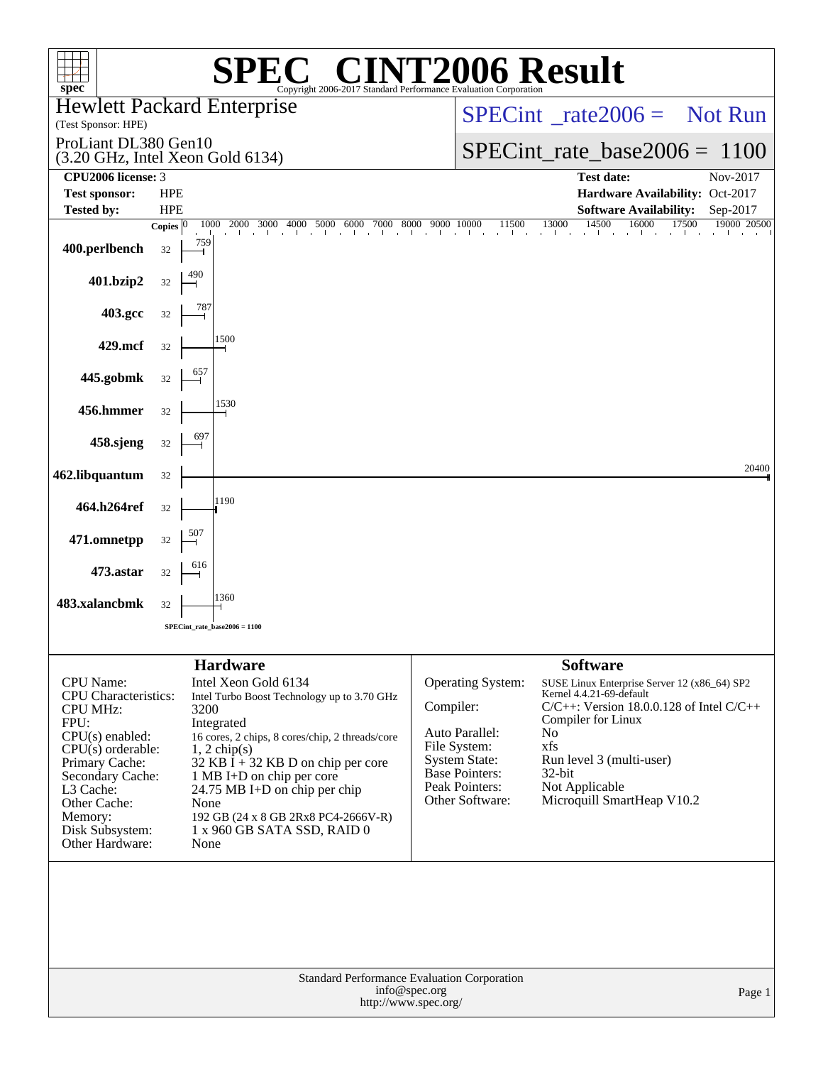# SPEC CINT2006 Result

Copyright 2006-2017 Standard Performance Evaluation Corporation

**Hewlett Packard Enterprise**
(Test Sponsor: HPE)

ProLiant DL380 Gen10
(3.20 GHz, Intel Xeon Gold 6134)

SPECint_rate2006 = Not Run

SPECint_rate_base2006 = 1100

| | | | |
|---|---|---|---|
| **CPU2006 license:** | 3 | **Test date:** | Nov-2017 |
| **Test sponsor:** | HPE | **Hardware Availability:** | Oct-2017 |
| **Tested by:** | HPE | **Software Availability:** | Sep-2017 |

| Benchmark | Copies | Base Ratio |
|---|---|---|
| 400.perlbench | 32 | 759 |
| 401.bzip2 | 32 | 490 |
| 403.gcc | 32 | 787 |
| 429.mcf | 32 | 1500 |
| 445.gobmk | 32 | 657 |
| 456.hmmer | 32 | 1530 |
| 458.sjeng | 32 | 697 |
| 462.libquantum | 32 | 20400 |
| 464.h264ref | 32 | 1190 |
| 471.omnetpp | 32 | 507 |
| 473.astar | 32 | 616 |
| 483.xalancbmk | 32 | 1360 |

SPECint_rate_base2006 = 1100

## Hardware

| | |
|---|---|
| CPU Name: | Intel Xeon Gold 6134 |
| CPU Characteristics: | Intel Turbo Boost Technology up to 3.70 GHz |
| CPU MHz: | 3200 |
| FPU: | Integrated |
| CPU(s) enabled: | 16 cores, 2 chips, 8 cores/chip, 2 threads/core |
| CPU(s) orderable: | 1, 2 chip(s) |
| Primary Cache: | 32 KB I + 32 KB D on chip per core |
| Secondary Cache: | 1 MB I+D on chip per core |
| L3 Cache: | 24.75 MB I+D on chip per chip |
| Other Cache: | None |
| Memory: | 192 GB (24 x 8 GB 2Rx8 PC4-2666V-R) |
| Disk Subsystem: | 1 x 960 GB SATA SSD, RAID 0 |
| Other Hardware: | None |

## Software

| | |
|---|---|
| Operating System: | SUSE Linux Enterprise Server 12 (x86_64) SP2 Kernel 4.4.21-69-default |
| Compiler: | C/C++: Version 18.0.0.128 of Intel C/C++ Compiler for Linux |
| Auto Parallel: | No |
| File System: | xfs |
| System State: | Run level 3 (multi-user) |
| Base Pointers: | 32-bit |
| Peak Pointers: | Not Applicable |
| Other Software: | Microquill SmartHeap V10.2 |

Standard Performance Evaluation Corporation
info@spec.org
http://www.spec.org/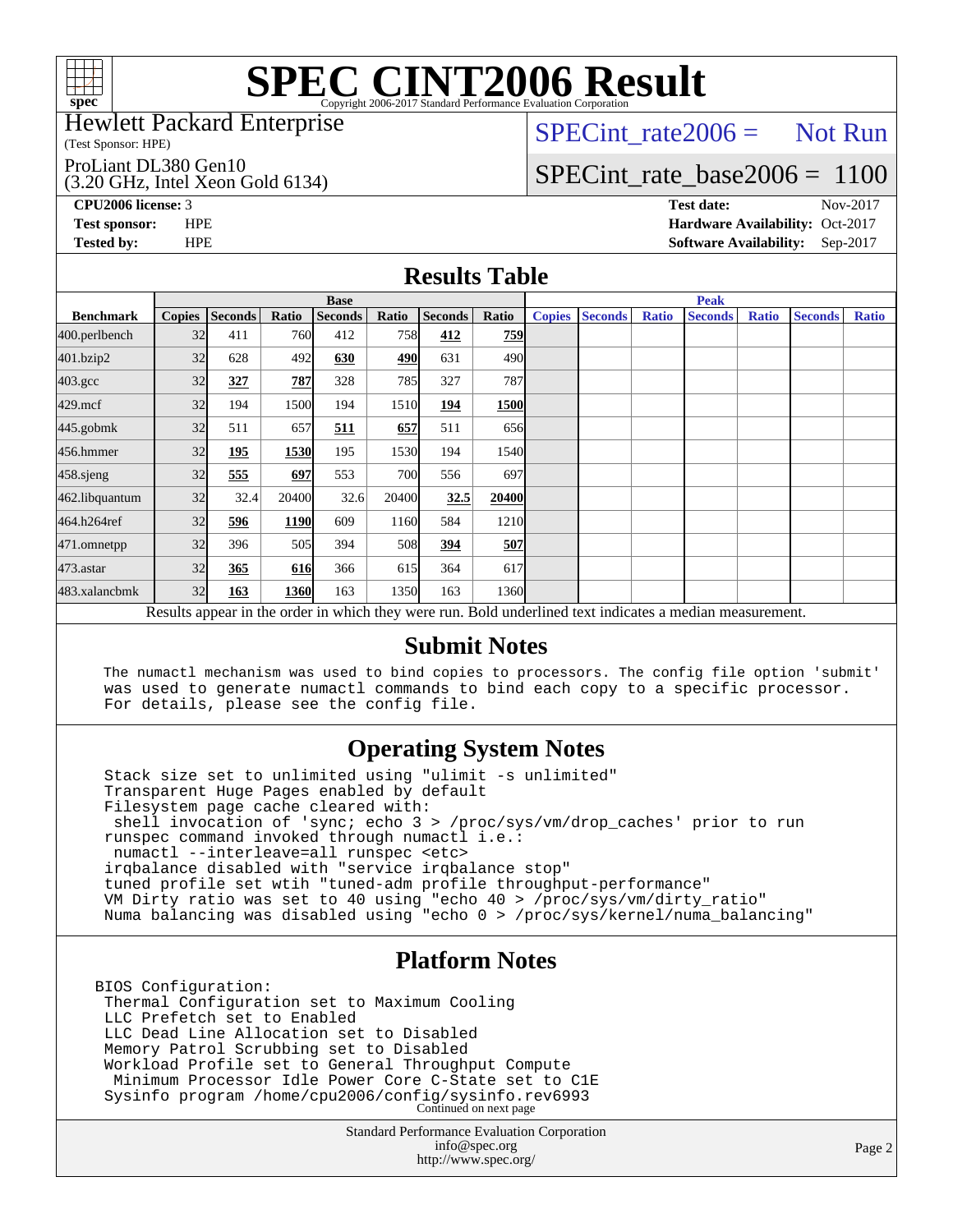# SPEC CINT2006 Result

Copyright 2006-2017 Standard Performance Evaluation Corporation

**Hewlett Packard Enterprise**
(Test Sponsor: HPE)

ProLiant DL380 Gen10
(3.20 GHz, Intel Xeon Gold 6134)

SPECint_rate2006 = Not Run

SPECint_rate_base2006 = 1100

| | | | |
|---|---|---|---|
| **CPU2006 license:** 3 | | **Test date:** | Nov-2017 |
| **Test sponsor:** | HPE | **Hardware Availability:** | Oct-2017 |
| **Tested by:** | HPE | **Software Availability:** | Sep-2017 |

## Results Table

| Benchmark | Base | | | | | | | Peak | | | | | | |
|---|---|---|---|---|---|---|---|---|---|---|---|---|---|---|
| | Copies | Seconds | Ratio | Seconds | Ratio | Seconds | Ratio | Copies | Seconds | Ratio | Seconds | Ratio | Seconds | Ratio |
| 400.perlbench | 32 | 411 | 760 | 412 | 758 | **412** | **759** | | | | | | | |
| 401.bzip2 | 32 | 628 | 492 | **630** | **490** | 631 | 490 | | | | | | | |
| 403.gcc | 32 | **327** | **787** | 328 | 785 | 327 | 787 | | | | | | | |
| 429.mcf | 32 | 194 | 1500 | 194 | 1510 | **194** | **1500** | | | | | | | |
| 445.gobmk | 32 | 511 | 657 | **511** | **657** | 511 | 656 | | | | | | | |
| 456.hmmer | 32 | **195** | **1530** | 195 | 1530 | 194 | 1540 | | | | | | | |
| 458.sjeng | 32 | **555** | **697** | 553 | 700 | 556 | 697 | | | | | | | |
| 462.libquantum | 32 | 32.4 | 20400 | 32.6 | 20400 | **32.5** | **20400** | | | | | | | |
| 464.h264ref | 32 | **596** | **1190** | 609 | 1160 | 584 | 1210 | | | | | | | |
| 471.omnetpp | 32 | 396 | 505 | 394 | 508 | **394** | **507** | | | | | | | |
| 473.astar | 32 | **365** | **616** | 366 | 615 | 364 | 617 | | | | | | | |
| 483.xalancbmk | 32 | **163** | **1360** | 163 | 1350 | 163 | 1360 | | | | | | | |

Results appear in the order in which they were run. Bold underlined text indicates a median measurement.

## Submit Notes

```
The numactl mechanism was used to bind copies to processors. The config file option 'submit'
was used to generate numactl commands to bind each copy to a specific processor.
For details, please see the config file.
```

## Operating System Notes

```
Stack size set to unlimited using "ulimit -s unlimited"
Transparent Huge Pages enabled by default
Filesystem page cache cleared with:
 shell invocation of 'sync; echo 3 > /proc/sys/vm/drop_caches' prior to run
runspec command invoked through numactl i.e.:
 numactl --interleave=all runspec <etc>
irqbalance disabled with "service irqbalance stop"
tuned profile set wtih "tuned-adm profile throughput-performance"
VM Dirty ratio was set to 40 using "echo 40 > /proc/sys/vm/dirty_ratio"
Numa balancing was disabled using "echo 0 > /proc/sys/kernel/numa_balancing"
```

## Platform Notes

```
BIOS Configuration:
 Thermal Configuration set to Maximum Cooling
 LLC Prefetch set to Enabled
 LLC Dead Line Allocation set to Disabled
 Memory Patrol Scrubbing set to Disabled
 Workload Profile set to General Throughput Compute
  Minimum Processor Idle Power Core C-State set to C1E
 Sysinfo program /home/cpu2006/config/sysinfo.rev6993
```

Continued on next page

Standard Performance Evaluation Corporation
info@spec.org
http://www.spec.org/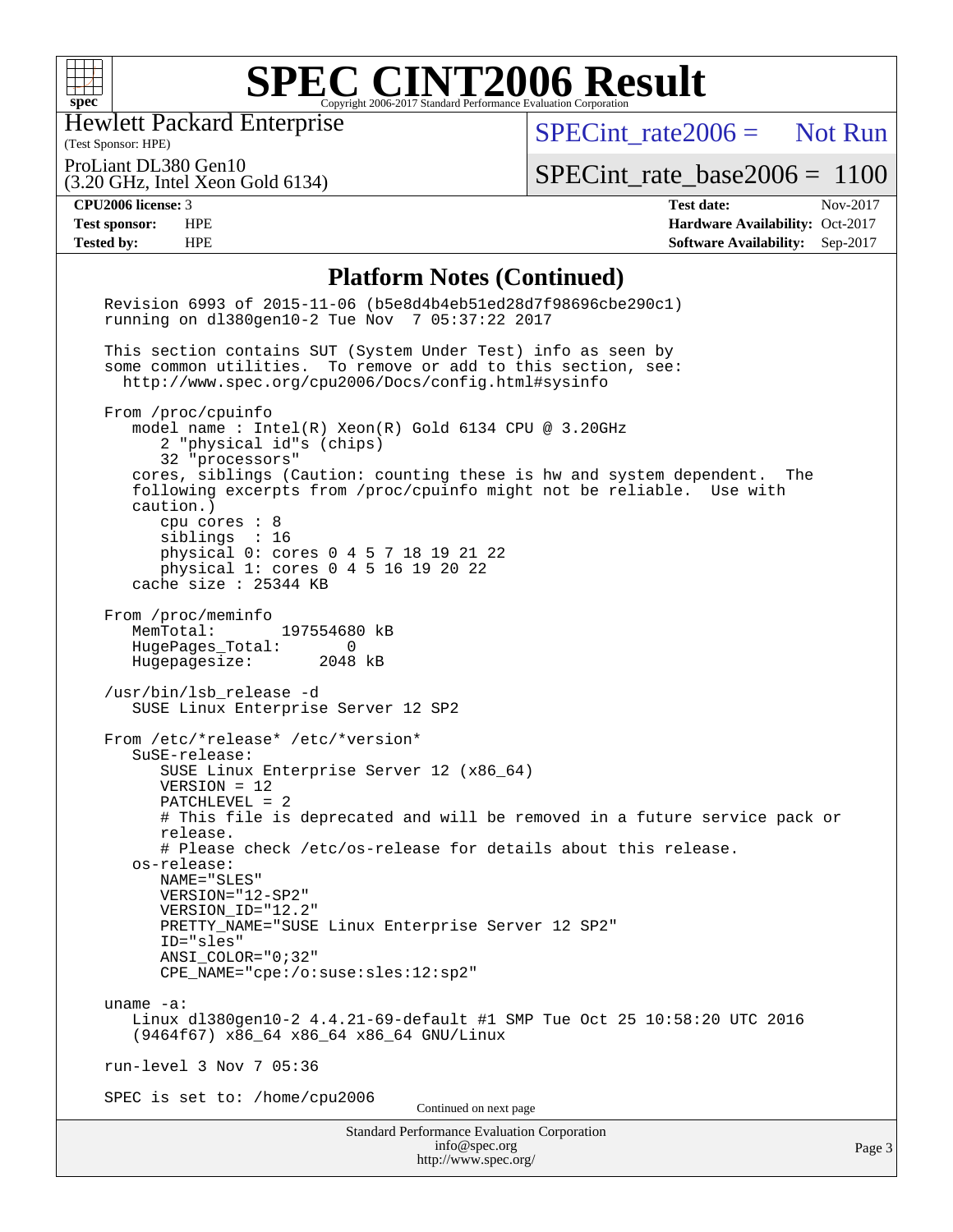# SPEC CINT2006 Result

Hewlett Packard Enterprise
(Test Sponsor: HPE)

ProLiant DL380 Gen10
(3.20 GHz, Intel Xeon Gold 6134)

SPECint_rate2006 = Not Run

SPECint_rate_base2006 = 1100

| | | | |
|---|---|---|---|
| **CPU2006 license:** 3 | | **Test date:** | Nov-2017 |
| **Test sponsor:** | HPE | **Hardware Availability:** | Oct-2017 |
| **Tested by:** | HPE | **Software Availability:** | Sep-2017 |

## Platform Notes (Continued)

```
Revision 6993 of 2015-11-06 (b5e8d4b4eb51ed28d7f98696cbe290c1)
running on dl380gen10-2 Tue Nov  7 05:37:22 2017

This section contains SUT (System Under Test) info as seen by
some common utilities.  To remove or add to this section, see:
  http://www.spec.org/cpu2006/Docs/config.html#sysinfo

From /proc/cpuinfo
   model name : Intel(R) Xeon(R) Gold 6134 CPU @ 3.20GHz
      2 "physical id"s (chips)
      32 "processors"
   cores, siblings (Caution: counting these is hw and system dependent.  The
   following excerpts from /proc/cpuinfo might not be reliable.  Use with
   caution.)
      cpu cores : 8
      siblings  : 16
      physical 0: cores 0 4 5 7 18 19 21 22
      physical 1: cores 0 4 5 16 19 20 22
   cache size : 25344 KB

From /proc/meminfo
   MemTotal:       197554680 kB
   HugePages_Total:       0
   Hugepagesize:       2048 kB

/usr/bin/lsb_release -d
   SUSE Linux Enterprise Server 12 SP2

From /etc/*release* /etc/*version*
   SuSE-release:
      SUSE Linux Enterprise Server 12 (x86_64)
      VERSION = 12
      PATCHLEVEL = 2
      # This file is deprecated and will be removed in a future service pack or
      release.
      # Please check /etc/os-release for details about this release.
   os-release:
      NAME="SLES"
      VERSION="12-SP2"
      VERSION_ID="12.2"
      PRETTY_NAME="SUSE Linux Enterprise Server 12 SP2"
      ID="sles"
      ANSI_COLOR="0;32"
      CPE_NAME="cpe:/o:suse:sles:12:sp2"

uname -a:
   Linux dl380gen10-2 4.4.21-69-default #1 SMP Tue Oct 25 10:58:20 UTC 2016
   (9464f67) x86_64 x86_64 x86_64 GNU/Linux

run-level 3 Nov 7 05:36

SPEC is set to: /home/cpu2006
```

Continued on next page

Standard Performance Evaluation Corporation
info@spec.org
http://www.spec.org/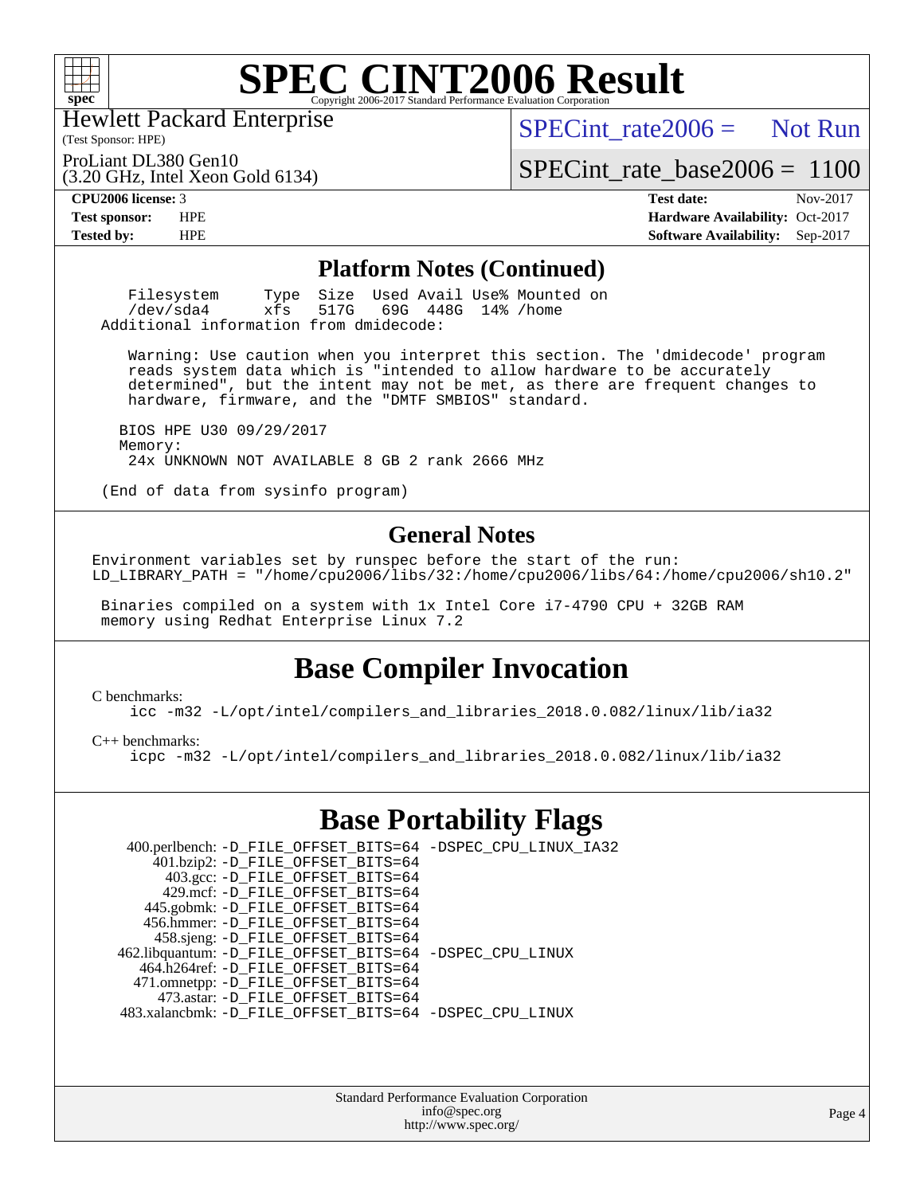# SPEC CINT2006 Result

Hewlett Packard Enterprise
(Test Sponsor: HPE)

ProLiant DL380 Gen10
(3.20 GHz, Intel Xeon Gold 6134)

SPECint_rate2006 = Not Run

SPECint_rate_base2006 = 1100

| | | | |
|---|---|---|---|
| **CPU2006 license:** 3 | | **Test date:** | Nov-2017 |
| **Test sponsor:** | HPE | **Hardware Availability:** | Oct-2017 |
| **Tested by:** | HPE | **Software Availability:** | Sep-2017 |

## Platform Notes (Continued)

```
   Filesystem     Type  Size  Used Avail Use% Mounted on
   /dev/sda4      xfs   517G   69G  448G  14% /home
Additional information from dmidecode:

   Warning: Use caution when you interpret this section. The 'dmidecode' program
   reads system data which is "intended to allow hardware to be accurately
   determined", but the intent may not be met, as there are frequent changes to
   hardware, firmware, and the "DMTF SMBIOS" standard.

  BIOS HPE U30 09/29/2017
  Memory:
   24x UNKNOWN NOT AVAILABLE 8 GB 2 rank 2666 MHz

(End of data from sysinfo program)
```

## General Notes

```
Environment variables set by runspec before the start of the run:
LD_LIBRARY_PATH = "/home/cpu2006/libs/32:/home/cpu2006/libs/64:/home/cpu2006/sh10.2"

 Binaries compiled on a system with 1x Intel Core i7-4790 CPU + 32GB RAM
 memory using Redhat Enterprise Linux 7.2
```

## Base Compiler Invocation

C benchmarks:
```
icc -m32 -L/opt/intel/compilers_and_libraries_2018.0.082/linux/lib/ia32
```

C++ benchmarks:
```
icpc -m32 -L/opt/intel/compilers_and_libraries_2018.0.082/linux/lib/ia32
```

## Base Portability Flags

```
   400.perlbench: -D_FILE_OFFSET_BITS=64 -DSPEC_CPU_LINUX_IA32
       401.bzip2: -D_FILE_OFFSET_BITS=64
         403.gcc: -D_FILE_OFFSET_BITS=64
         429.mcf: -D_FILE_OFFSET_BITS=64
       445.gobmk: -D_FILE_OFFSET_BITS=64
       456.hmmer: -D_FILE_OFFSET_BITS=64
       458.sjeng: -D_FILE_OFFSET_BITS=64
  462.libquantum: -D_FILE_OFFSET_BITS=64 -DSPEC_CPU_LINUX
     464.h264ref: -D_FILE_OFFSET_BITS=64
     471.omnetpp: -D_FILE_OFFSET_BITS=64
       473.astar: -D_FILE_OFFSET_BITS=64
  483.xalancbmk: -D_FILE_OFFSET_BITS=64 -DSPEC_CPU_LINUX
```

Standard Performance Evaluation Corporation
info@spec.org
http://www.spec.org/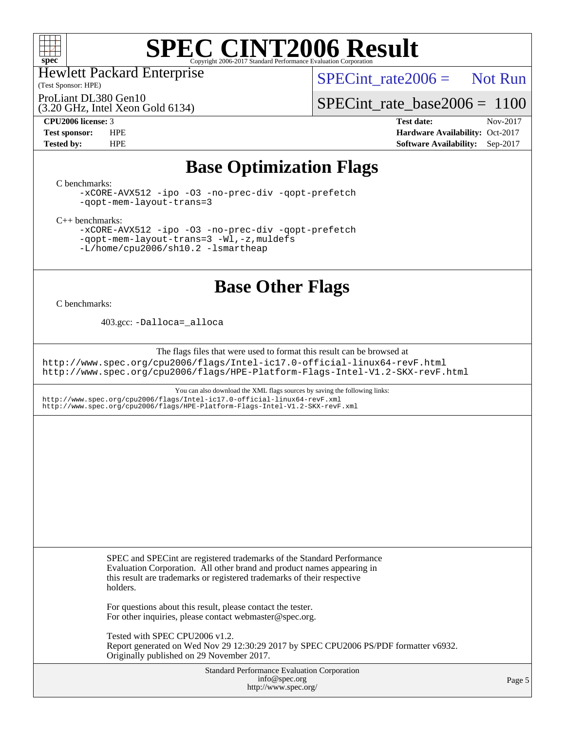## Base Optimization Flags

C benchmarks:

```
-xCORE-AVX512 -ipo -O3 -no-prec-div -qopt-prefetch
-qopt-mem-layout-trans=3
```

C++ benchmarks:

```
-xCORE-AVX512 -ipo -O3 -no-prec-div -qopt-prefetch
-qopt-mem-layout-trans=3 -Wl,-z,muldefs
-L/home/cpu2006/sh10.2 -lsmartheap
```

## Base Other Flags

C benchmarks:

403.gcc: `-Dalloca=_alloca`

The flags files that were used to format this result can be browsed at
http://www.spec.org/cpu2006/flags/Intel-ic17.0-official-linux64-revF.html
http://www.spec.org/cpu2006/flags/HPE-Platform-Flags-Intel-V1.2-SKX-revF.html

You can also download the XML flags sources by saving the following links:
http://www.spec.org/cpu2006/flags/Intel-ic17.0-official-linux64-revF.xml
http://www.spec.org/cpu2006/flags/HPE-Platform-Flags-Intel-V1.2-SKX-revF.xml

SPEC and SPECint are registered trademarks of the Standard Performance Evaluation Corporation. All other brand and product names appearing in this result are trademarks or registered trademarks of their respective holders.

For questions about this result, please contact the tester.
For other inquiries, please contact webmaster@spec.org.

Tested with SPEC CPU2006 v1.2.
Report generated on Wed Nov 29 12:30:29 2017 by SPEC CPU2006 PS/PDF formatter v6932.
Originally published on 29 November 2017.